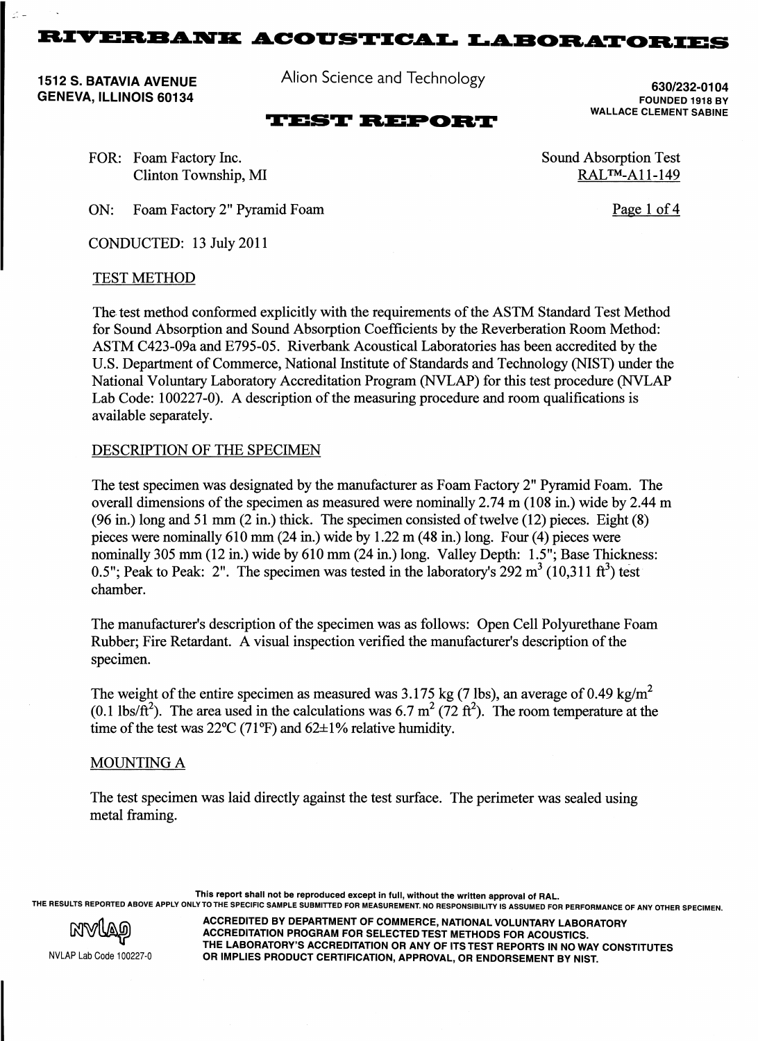# RIVERBANK ACOUSTICAL LABORATORIES

1512 S. BATAVIA AVENUE
GENEVA, ILLINOIS 60134

Alion Science and Technology

630/232-0104
FOUNDED 1918 BY
WALLACE CLEMENT SABINE

## TEST REPORT

FOR: Foam Factory Inc.
Clinton Township, MI

Sound Absorption Test
RAL™-A11-149

ON: Foam Factory 2" Pyramid Foam

CONDUCTED: 13 July 2011

### TEST METHOD

The test method conformed explicitly with the requirements of the ASTM Standard Test Method for Sound Absorption and Sound Absorption Coefficients by the Reverberation Room Method: ASTM C423-09a and E795-05. Riverbank Acoustical Laboratories has been accredited by the U.S. Department of Commerce, National Institute of Standards and Technology (NIST) under the National Voluntary Laboratory Accreditation Program (NVLAP) for this test procedure (NVLAP Lab Code: 100227-0). A description of the measuring procedure and room qualifications is available separately.

### DESCRIPTION OF THE SPECIMEN

The test specimen was designated by the manufacturer as Foam Factory 2" Pyramid Foam. The overall dimensions of the specimen as measured were nominally 2.74 m (108 in.) wide by 2.44 m (96 in.) long and 51 mm (2 in.) thick. The specimen consisted of twelve (12) pieces. Eight (8) pieces were nominally 610 mm (24 in.) wide by 1.22 m (48 in.) long. Four (4) pieces were nominally 305 mm (12 in.) wide by 610 mm (24 in.) long. Valley Depth: 1.5"; Base Thickness: 0.5"; Peak to Peak: 2". The specimen was tested in the laboratory's 292 $m^3$ (10,311 $ft^3$) test chamber.

The manufacturer's description of the specimen was as follows: Open Cell Polyurethane Foam Rubber; Fire Retardant. A visual inspection verified the manufacturer's description of the specimen.

The weight of the entire specimen as measured was 3.175 kg (7 lbs), an average of 0.49 $kg/m^2$ (0.1 $lbs/ft^2$). The area used in the calculations was 6.7 $m^2$ (72 $ft^2$). The room temperature at the time of the test was 22°C (71°F) and 62±1% relative humidity.

### MOUNTING A

The test specimen was laid directly against the test surface. The perimeter was sealed using metal framing.

This report shall not be reproduced except in full, without the written approval of RAL.
THE RESULTS REPORTED ABOVE APPLY ONLY TO THE SPECIFIC SAMPLE SUBMITTED FOR MEASUREMENT. NO RESPONSIBILITY IS ASSUMED FOR PERFORMANCE OF ANY OTHER SPECIMEN.

NVLAP Lab Code 100227-0

ACCREDITED BY DEPARTMENT OF COMMERCE, NATIONAL VOLUNTARY LABORATORY ACCREDITATION PROGRAM FOR SELECTED TEST METHODS FOR ACOUSTICS.
THE LABORATORY'S ACCREDITATION OR ANY OF ITS TEST REPORTS IN NO WAY CONSTITUTES OR IMPLIES PRODUCT CERTIFICATION, APPROVAL, OR ENDORSEMENT BY NIST.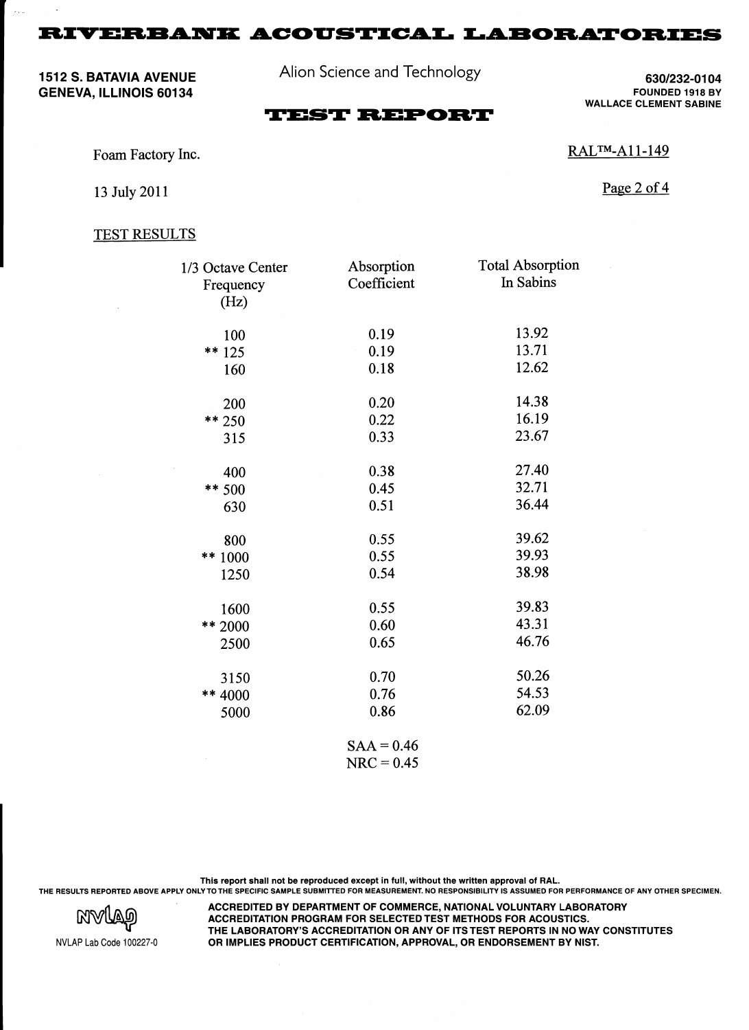# RIVERBANK ACOUSTICAL LABORATORIES

**1512 S. BATAVIA AVENUE**
**GENEVA, ILLINOIS 60134**

Alion Science and Technology

**630/232-0104**
**FOUNDED 1918 BY**
**WALLACE CLEMENT SABINE**

## TEST REPORT

Foam Factory Inc.

RAL™-A11-149

13 July 2011

TEST RESULTS

| 1/3 Octave Center Frequency (Hz) | Absorption Coefficient | Total Absorption In Sabins |
|---|---|---|
| 100 | 0.19 | 13.92 |
| ** 125 | 0.19 | 13.71 |
| 160 | 0.18 | 12.62 |
| 200 | 0.20 | 14.38 |
| ** 250 | 0.22 | 16.19 |
| 315 | 0.33 | 23.67 |
| 400 | 0.38 | 27.40 |
| ** 500 | 0.45 | 32.71 |
| 630 | 0.51 | 36.44 |
| 800 | 0.55 | 39.62 |
| ** 1000 | 0.55 | 39.93 |
| 1250 | 0.54 | 38.98 |
| 1600 | 0.55 | 39.83 |
| ** 2000 | 0.60 | 43.31 |
| 2500 | 0.65 | 46.76 |
| 3150 | 0.70 | 50.26 |
| ** 4000 | 0.76 | 54.53 |
| 5000 | 0.86 | 62.09 |

SAA = 0.46
NRC = 0.45

**This report shall not be reproduced except in full, without the written approval of RAL.**
**THE RESULTS REPORTED ABOVE APPLY ONLY TO THE SPECIFIC SAMPLE SUBMITTED FOR MEASUREMENT. NO RESPONSIBILITY IS ASSUMED FOR PERFORMANCE OF ANY OTHER SPECIMEN.**

NVLAP Lab Code 100227-0

**ACCREDITED BY DEPARTMENT OF COMMERCE, NATIONAL VOLUNTARY LABORATORY ACCREDITATION PROGRAM FOR SELECTED TEST METHODS FOR ACOUSTICS. THE LABORATORY'S ACCREDITATION OR ANY OF ITS TEST REPORTS IN NO WAY CONSTITUTES OR IMPLIES PRODUCT CERTIFICATION, APPROVAL, OR ENDORSEMENT BY NIST.**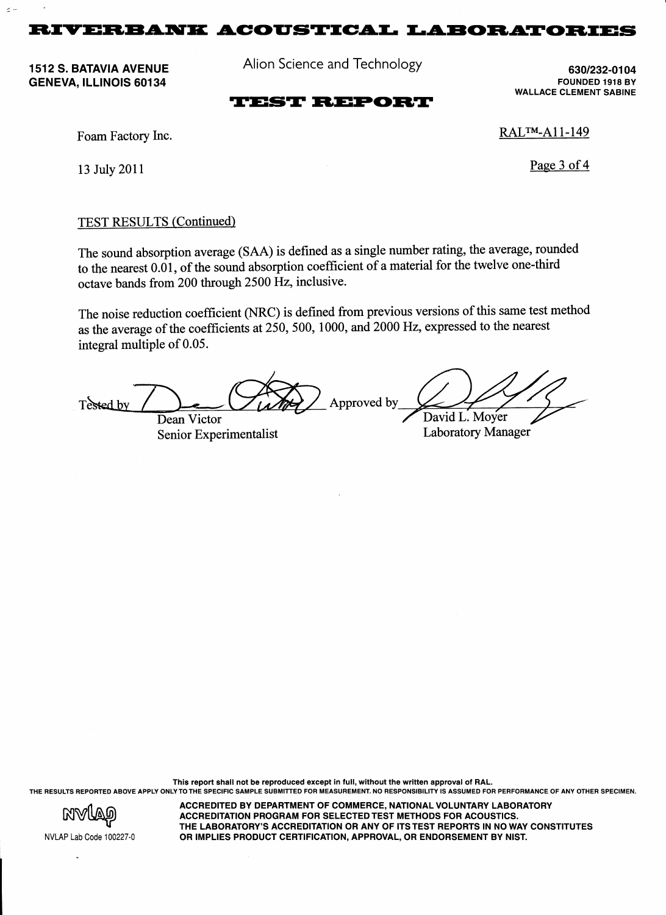TEST RESULTS (Continued)

The sound absorption average (SAA) is defined as a single number rating, the average, rounded to the nearest 0.01, of the sound absorption coefficient of a material for the twelve one-third octave bands from 200 through 2500 Hz, inclusive.

The noise reduction coefficient (NRC) is defined from previous versions of this same test method as the average of the coefficients at 250, 500, 1000, and 2000 Hz, expressed to the nearest integral multiple of 0.05.

Tested by
Dean Victor
Senior Experimentalist

Approved by
David L. Moyer
Laboratory Manager

This report shall not be reproduced except in full, without the written approval of RAL.

THE RESULTS REPORTED ABOVE APPLY ONLY TO THE SPECIFIC SAMPLE SUBMITTED FOR MEASUREMENT. NO RESPONSIBILITY IS ASSUMED FOR PERFORMANCE OF ANY OTHER SPECIMEN.

NVLAP Lab Code 100227-0

ACCREDITED BY DEPARTMENT OF COMMERCE, NATIONAL VOLUNTARY LABORATORY ACCREDITATION PROGRAM FOR SELECTED TEST METHODS FOR ACOUSTICS. THE LABORATORY'S ACCREDITATION OR ANY OF ITS TEST REPORTS IN NO WAY CONSTITUTES OR IMPLIES PRODUCT CERTIFICATION, APPROVAL, OR ENDORSEMENT BY NIST.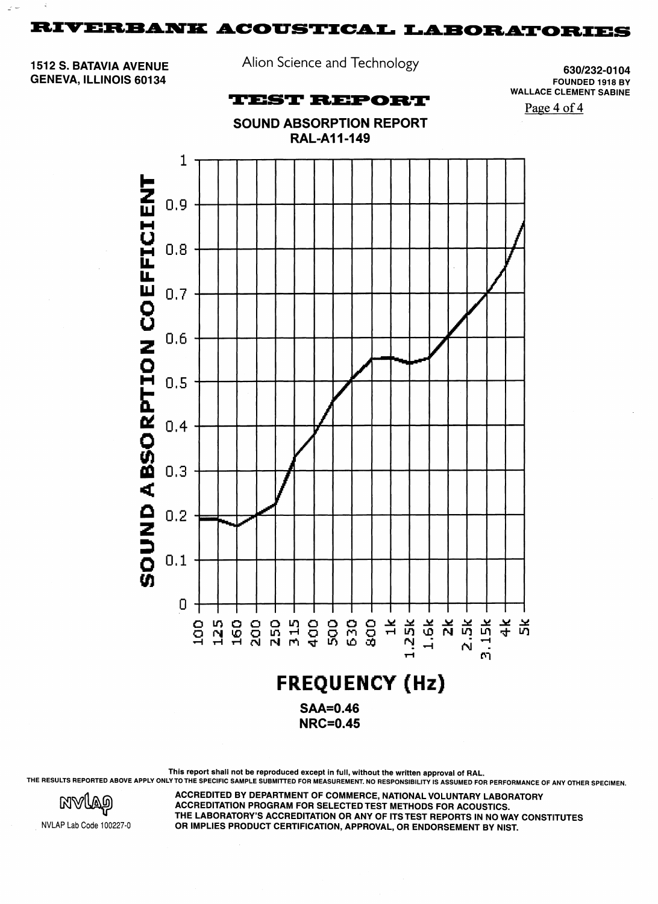# RIVERBANK ACOUSTICAL LABORATORIES

1512 S. BATAVIA AVENUE
GENEVA, ILLINOIS 60134

Alion Science and Technology

630/232-0104
FOUNDED 1918 BY
WALLACE CLEMENT SABINE

## TEST REPORT

### SOUND ABSORPTION REPORT
### RAL-A11-149

SOUND ABSORPTION COEFFICIENT

1
0.9
0.8
0.7
0.6
0.5
0.4
0.3
0.2
0.1
0

100 125 160 200 250 315 400 500 630 800 1k 1.25k 1.6k 2k 2.5k 3.15k 4k 5k

FREQUENCY (Hz)

**SAA=0.46**
**NRC=0.45**

This report shall not be reproduced except in full, without the written approval of RAL.
THE RESULTS REPORTED ABOVE APPLY ONLY TO THE SPECIFIC SAMPLE SUBMITTED FOR MEASUREMENT. NO RESPONSIBILITY IS ASSUMED FOR PERFORMANCE OF ANY OTHER SPECIMEN.

NVLAP
NVLAP Lab Code 100227-0

ACCREDITED BY DEPARTMENT OF COMMERCE, NATIONAL VOLUNTARY LABORATORY ACCREDITATION PROGRAM FOR SELECTED TEST METHODS FOR ACOUSTICS.
THE LABORATORY'S ACCREDITATION OR ANY OF ITS TEST REPORTS IN NO WAY CONSTITUTES OR IMPLIES PRODUCT CERTIFICATION, APPROVAL, OR ENDORSEMENT BY NIST.